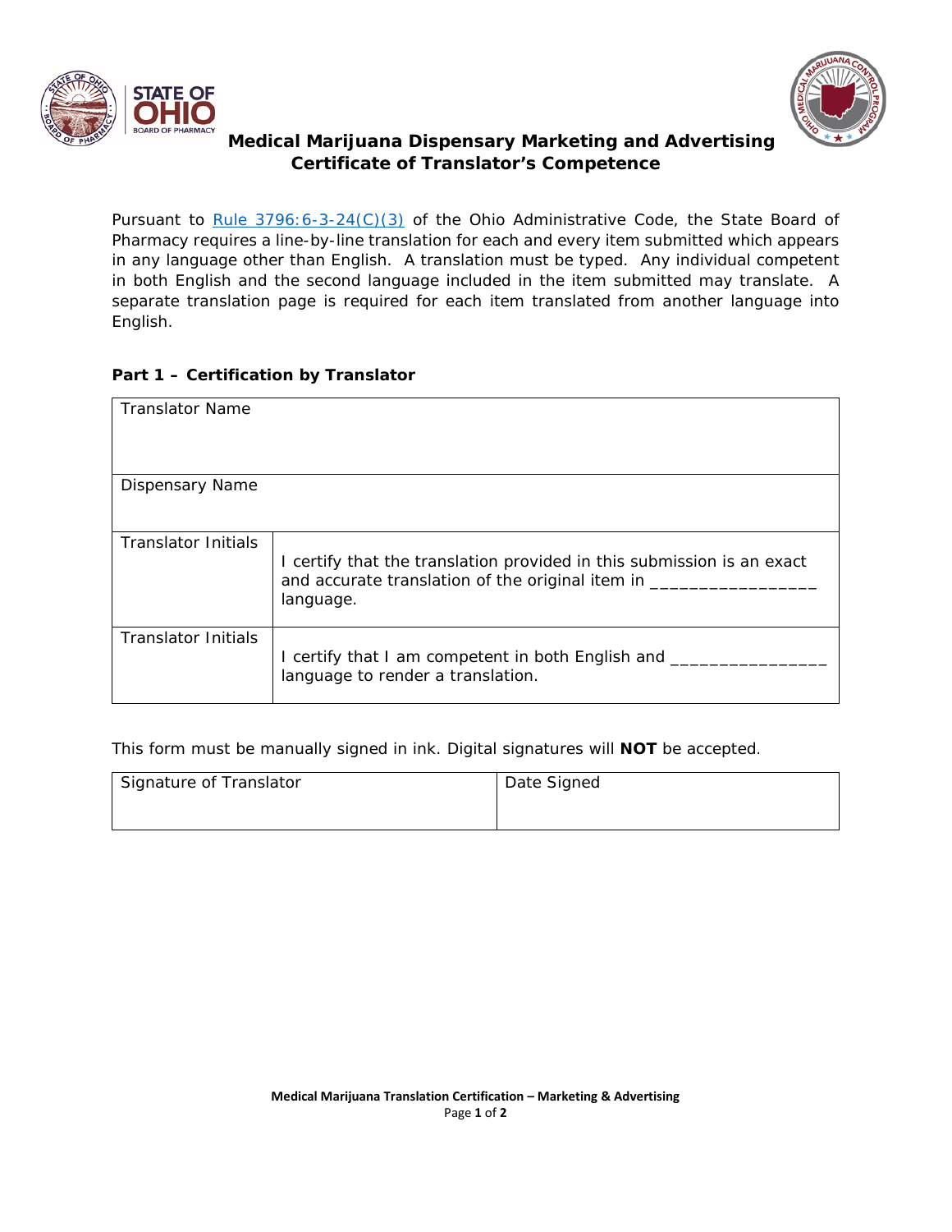# Medical Marijuana Dispensary Marketing and Advertising Certificate of Translator's Competence

Pursuant to [Rule 3796:6-3-24(C)(3)]() of the Ohio Administrative Code, the State Board of Pharmacy requires a line-by-line translation for each and every item submitted which appears in any language other than English. A translation must be typed. Any individual competent in both English and the second language included in the item submitted may translate. A separate translation page is required for each item translated from another language into English.

## Part 1 – Certification by Translator

| Translator Name | |
|---|---|
| Dispensary Name | |
| Translator Initials | I certify that the translation provided in this submission is an exact and accurate translation of the original item in _________________ language. |
| Translator Initials | I certify that I am competent in both English and ________________ language to render a translation. |

This form must be manually signed in ink. Digital signatures will **NOT** be accepted.

| Signature of Translator | Date Signed |
|---|---|
| | |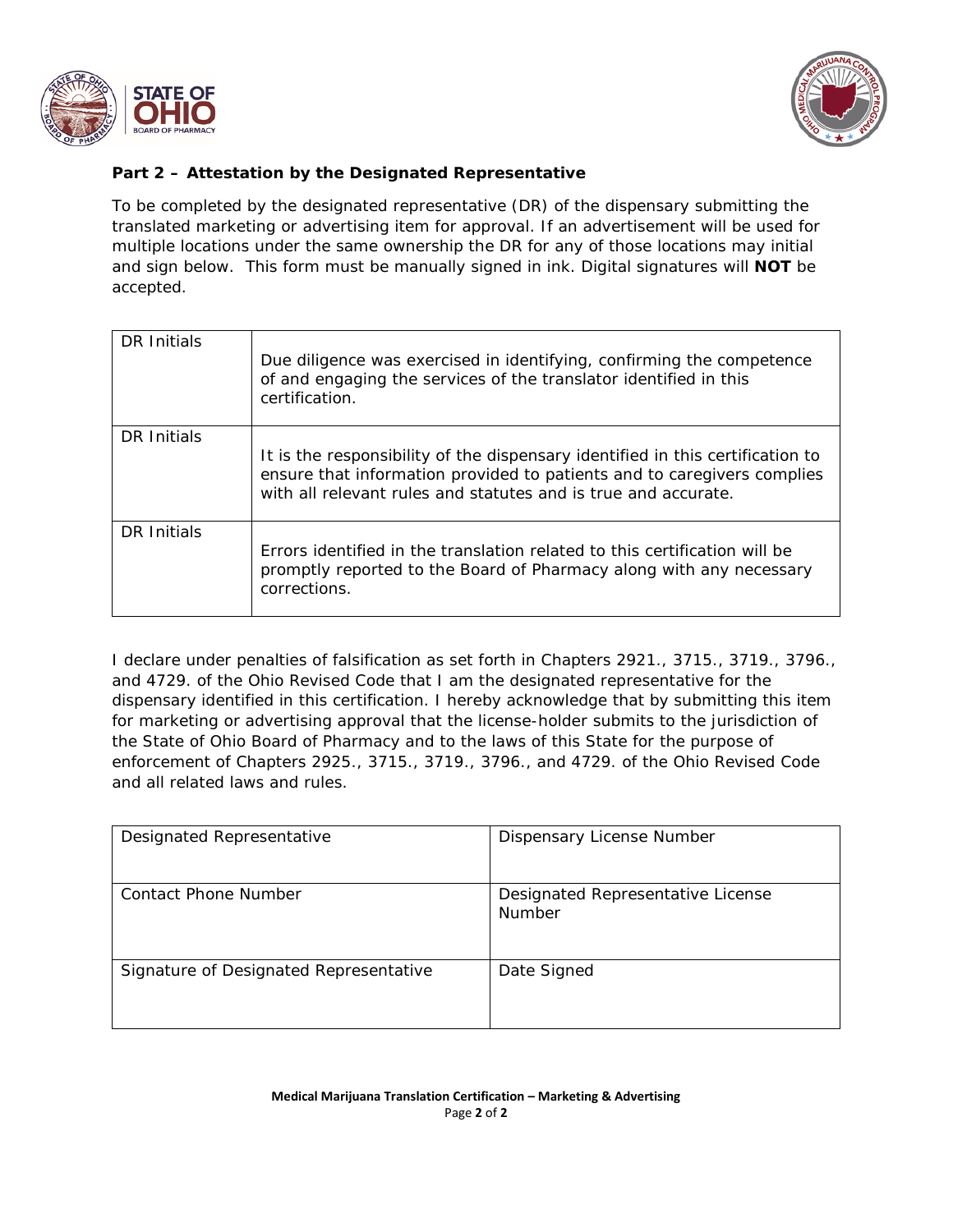**Part 2 – Attestation by the Designated Representative**

To be completed by the designated representative (DR) of the dispensary submitting the translated marketing or advertising item for approval. If an advertisement will be used for multiple locations under the same ownership the DR for any of those locations may initial and sign below. This form must be manually signed in ink. Digital signatures will **NOT** be accepted.

| | |
|---|---|
| DR Initials | Due diligence was exercised in identifying, confirming the competence of and engaging the services of the translator identified in this certification. |
| DR Initials | It is the responsibility of the dispensary identified in this certification to ensure that information provided to patients and to caregivers complies with all relevant rules and statutes and is true and accurate. |
| DR Initials | Errors identified in the translation related to this certification will be promptly reported to the Board of Pharmacy along with any necessary corrections. |

I declare under penalties of falsification as set forth in Chapters 2921., 3715., 3719., 3796., and 4729. of the Ohio Revised Code that I am the designated representative for the dispensary identified in this certification. I hereby acknowledge that by submitting this item for marketing or advertising approval that the license-holder submits to the jurisdiction of the State of Ohio Board of Pharmacy and to the laws of this State for the purpose of enforcement of Chapters 2925., 3715., 3719., 3796., and 4729. of the Ohio Revised Code and all related laws and rules.

| | |
|---|---|
| Designated Representative | Dispensary License Number |
| Contact Phone Number | Designated Representative License Number |
| Signature of Designated Representative | Date Signed |

**Medical Marijuana Translation Certification – Marketing & Advertising**